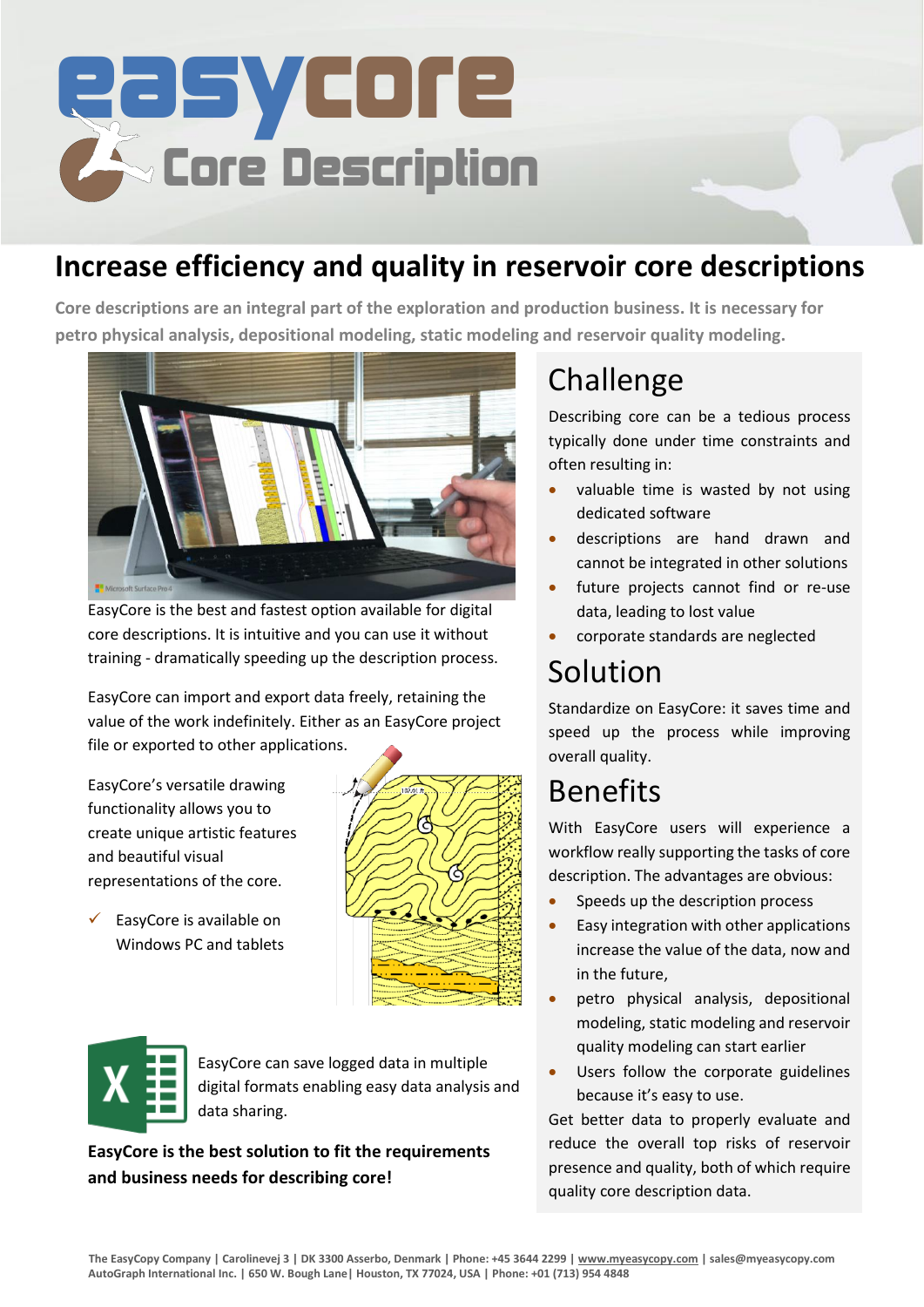# easycore Core Description

## Increase efficiency and quality in reservoir core descriptions

**Core descriptions are an integral part of the exploration and production business. It is necessary for petro physical analysis, depositional modeling, static modeling and reservoir quality modeling.**

EasyCore is the best and fastest option available for digital core descriptions. It is intuitive and you can use it without training - dramatically speeding up the description process.

EasyCore can import and export data freely, retaining the value of the work indefinitely. Either as an EasyCore project file or exported to other applications.

EasyCore's versatile drawing functionality allows you to create unique artistic features and beautiful visual representations of the core.

- ✓ EasyCore is available on Windows PC and tablets

EasyCore can save logged data in multiple digital formats enabling easy data analysis and data sharing.

**EasyCore is the best solution to fit the requirements and business needs for describing core!**

## Challenge

Describing core can be a tedious process typically done under time constraints and often resulting in:

- valuable time is wasted by not using dedicated software
- descriptions are hand drawn and cannot be integrated in other solutions
- future projects cannot find or re-use data, leading to lost value
- corporate standards are neglected

## Solution

Standardize on EasyCore: it saves time and speed up the process while improving overall quality.

## Benefits

With EasyCore users will experience a workflow really supporting the tasks of core description. The advantages are obvious:

- Speeds up the description process
- Easy integration with other applications increase the value of the data, now and in the future,
- petro physical analysis, depositional modeling, static modeling and reservoir quality modeling can start earlier
- Users follow the corporate guidelines because it's easy to use.

Get better data to properly evaluate and reduce the overall top risks of reservoir presence and quality, both of which require quality core description data.

The EasyCopy Company | Carolinevej 3 | DK 3300 Asserbo, Denmark | Phone: +45 3644 2299 | www.myeasycopy.com | sales@myeasycopy.com
AutoGraph International Inc. | 650 W. Bough Lane| Houston, TX 77024, USA | Phone: +01 (713) 954 4848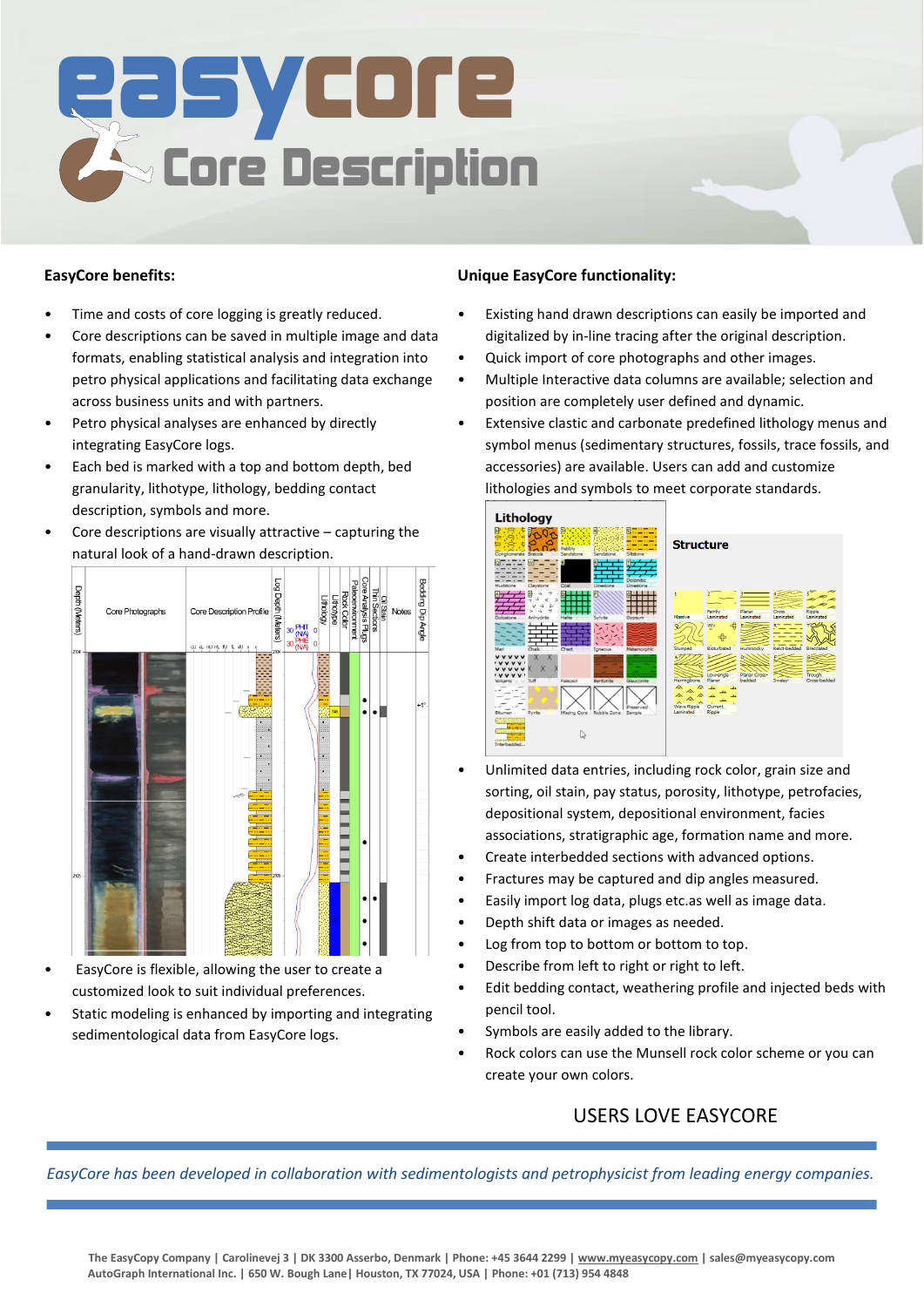# easycore Core Description

## EasyCore benefits:

- Time and costs of core logging is greatly reduced.
- Core descriptions can be saved in multiple image and data formats, enabling statistical analysis and integration into petro physical applications and facilitating data exchange across business units and with partners.
- Petro physical analyses are enhanced by directly integrating EasyCore logs.
- Each bed is marked with a top and bottom depth, bed granularity, lithotype, lithology, bedding contact description, symbols and more.
- Core descriptions are visually attractive – capturing the natural look of a hand-drawn description.
- EasyCore is flexible, allowing the user to create a customized look to suit individual preferences.
- Static modeling is enhanced by importing and integrating sedimentological data from EasyCore logs.

## Unique EasyCore functionality:

- Existing hand drawn descriptions can easily be imported and digitalized by in-line tracing after the original description.
- Quick import of core photographs and other images.
- Multiple Interactive data columns are available; selection and position are completely user defined and dynamic.
- Extensive clastic and carbonate predefined lithology menus and symbol menus (sedimentary structures, fossils, trace fossils, and accessories) are available. Users can add and customize lithologies and symbols to meet corporate standards.
- Unlimited data entries, including rock color, grain size and sorting, oil stain, pay status, porosity, lithotype, petrofacies, depositional system, depositional environment, facies associations, stratigraphic age, formation name and more.
- Create interbedded sections with advanced options.
- Fractures may be captured and dip angles measured.
- Easily import log data, plugs etc.as well as image data.
- Depth shift data or images as needed.
- Log from top to bottom or bottom to top.
- Describe from left to right or right to left.
- Edit bedding contact, weathering profile and injected beds with pencil tool.
- Symbols are easily added to the library.
- Rock colors can use the Munsell rock color scheme or you can create your own colors.

USERS LOVE EASYCORE

*EasyCore has been developed in collaboration with sedimentologists and petrophysicist from leading energy companies.*

The EasyCopy Company | Carolinevej 3 | DK 3300 Asserbo, Denmark | Phone: +45 3644 2299 | www.myeasycopy.com | sales@myeasycopy.com
AutoGraph International Inc. | 650 W. Bough Lane| Houston, TX 77024, USA | Phone: +01 (713) 954 4848